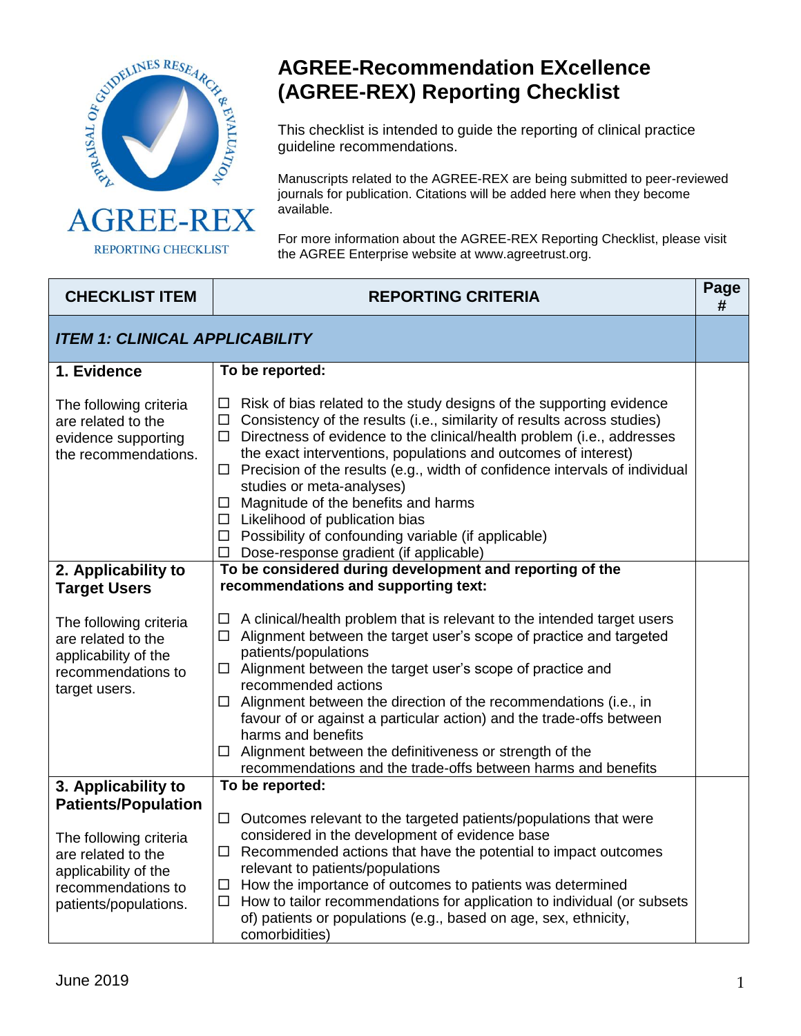# AGREE-Recommendation EXcellence (AGREE-REX) Reporting Checklist

This checklist is intended to guide the reporting of clinical practice guideline recommendations.

Manuscripts related to the AGREE-REX are being submitted to peer-reviewed journals for publication. Citations will be added here when they become available.

For more information about the AGREE-REX Reporting Checklist, please visit the AGREE Enterprise website at www.agreetrust.org.

| CHECKLIST ITEM | REPORTING CRITERIA | Page # |
|---|---|---|
| ***ITEM 1: CLINICAL APPLICABILITY*** | | |
| **1. Evidence**<br><br>The following criteria are related to the evidence supporting the recommendations. | **To be reported:**<br><br>☐ Risk of bias related to the study designs of the supporting evidence<br>☐ Consistency of the results (i.e., similarity of results across studies)<br>☐ Directness of evidence to the clinical/health problem (i.e., addresses the exact interventions, populations and outcomes of interest)<br>☐ Precision of the results (e.g., width of confidence intervals of individual studies or meta-analyses)<br>☐ Magnitude of the benefits and harms<br>☐ Likelihood of publication bias<br>☐ Possibility of confounding variable (if applicable)<br>☐ Dose-response gradient (if applicable) | |
| **2. Applicability to Target Users**<br><br>The following criteria are related to the applicability of the recommendations to target users. | **To be considered during development and reporting of the recommendations and supporting text:**<br><br>☐ A clinical/health problem that is relevant to the intended target users<br>☐ Alignment between the target user's scope of practice and targeted patients/populations<br>☐ Alignment between the target user's scope of practice and recommended actions<br>☐ Alignment between the direction of the recommendations (i.e., in favour of or against a particular action) and the trade-offs between harms and benefits<br>☐ Alignment between the definitiveness or strength of the recommendations and the trade-offs between harms and benefits | |
| **3. Applicability to Patients/Population**<br><br>The following criteria are related to the applicability of the recommendations to patients/populations. | **To be reported:**<br><br>☐ Outcomes relevant to the targeted patients/populations that were considered in the development of evidence base<br>☐ Recommended actions that have the potential to impact outcomes relevant to patients/populations<br>☐ How the importance of outcomes to patients was determined<br>☐ How to tailor recommendations for application to individual (or subsets of) patients or populations (e.g., based on age, sex, ethnicity, comorbidities) | |

June 2019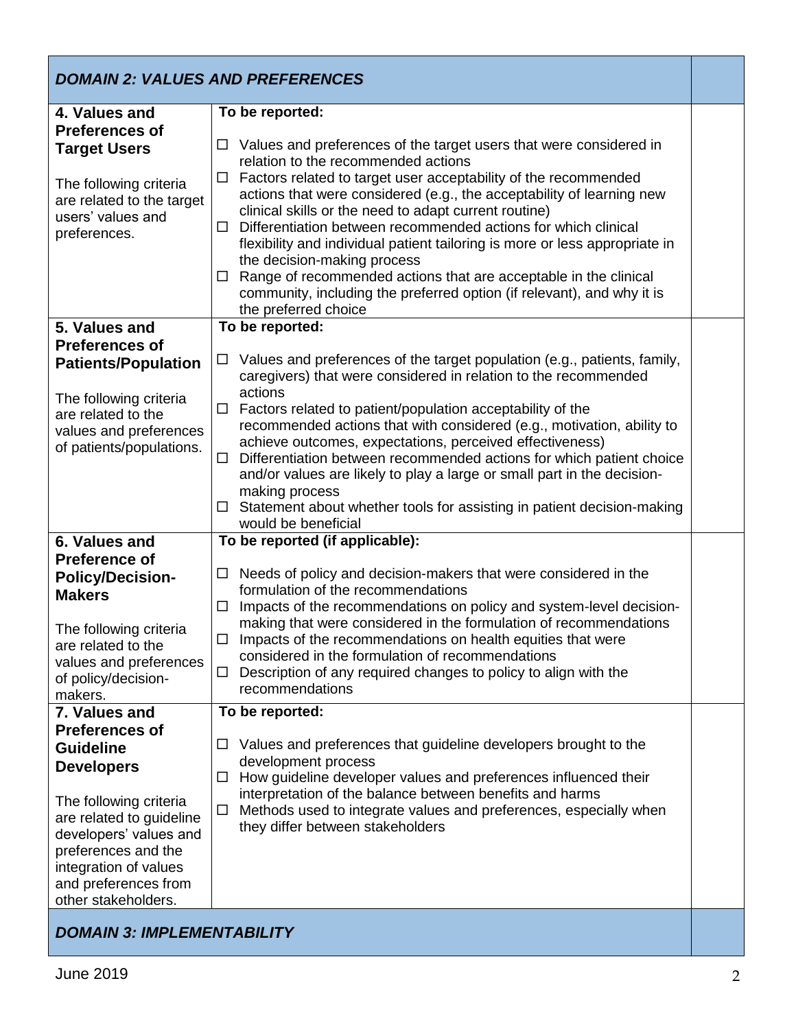| DOMAIN 2: VALUES AND PREFERENCES | | |
|---|---|---|
| **4. Values and Preferences of Target Users**<br><br>The following criteria are related to the target users' values and preferences. | **To be reported:**<br><br>☐ Values and preferences of the target users that were considered in relation to the recommended actions<br>☐ Factors related to target user acceptability of the recommended actions that were considered (e.g., the acceptability of learning new clinical skills or the need to adapt current routine)<br>☐ Differentiation between recommended actions for which clinical flexibility and individual patient tailoring is more or less appropriate in the decision-making process<br>☐ Range of recommended actions that are acceptable in the clinical community, including the preferred option (if relevant), and why it is the preferred choice | |
| **5. Values and Preferences of Patients/Population**<br><br>The following criteria are related to the values and preferences of patients/populations. | **To be reported:**<br><br>☐ Values and preferences of the target population (e.g., patients, family, caregivers) that were considered in relation to the recommended actions<br>☐ Factors related to patient/population acceptability of the recommended actions that with considered (e.g., motivation, ability to achieve outcomes, expectations, perceived effectiveness)<br>☐ Differentiation between recommended actions for which patient choice and/or values are likely to play a large or small part in the decision-making process<br>☐ Statement about whether tools for assisting in patient decision-making would be beneficial | |
| **6. Values and Preference of Policy/Decision-Makers**<br><br>The following criteria are related to the values and preferences of policy/decision-makers. | **To be reported (if applicable):**<br><br>☐ Needs of policy and decision-makers that were considered in the formulation of the recommendations<br>☐ Impacts of the recommendations on policy and system-level decision-making that were considered in the formulation of recommendations<br>☐ Impacts of the recommendations on health equities that were considered in the formulation of recommendations<br>☐ Description of any required changes to policy to align with the recommendations | |
| **7. Values and Preferences of Guideline Developers**<br><br>The following criteria are related to guideline developers' values and preferences and the integration of values and preferences from other stakeholders. | **To be reported:**<br><br>☐ Values and preferences that guideline developers brought to the development process<br>☐ How guideline developer values and preferences influenced their interpretation of the balance between benefits and harms<br>☐ Methods used to integrate values and preferences, especially when they differ between stakeholders | |
| ***DOMAIN 3: IMPLEMENTABILITY*** | | |

June 2019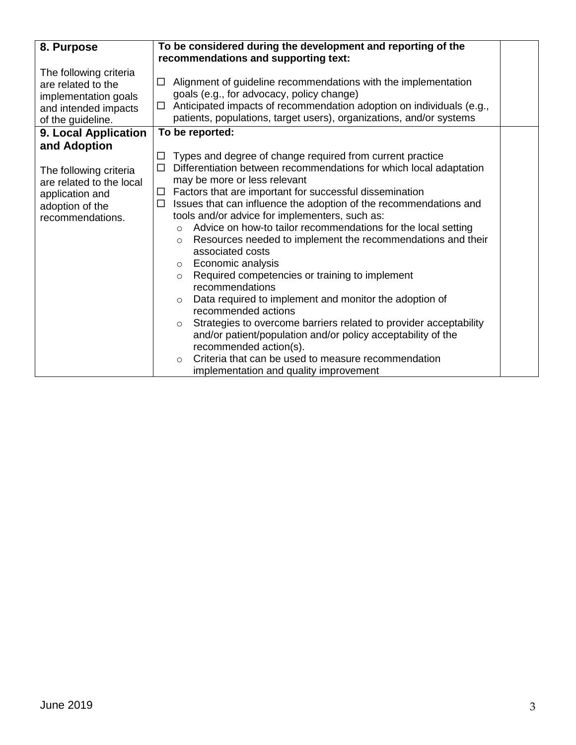| | | |
|---|---|---|
| **8. Purpose**<br><br>The following criteria are related to the implementation goals and intended impacts of the guideline. | **To be considered during the development and reporting of the recommendations and supporting text:**<br><br>☐ Alignment of guideline recommendations with the implementation goals (e.g., for advocacy, policy change)<br>☐ Anticipated impacts of recommendation adoption on individuals (e.g., patients, populations, target users), organizations, and/or systems | |
| **9. Local Application and Adoption**<br><br>The following criteria are related to the local application and adoption of the recommendations. | **To be reported:**<br><br>☐ Types and degree of change required from current practice<br>☐ Differentiation between recommendations for which local adaptation may be more or less relevant<br>☐ Factors that are important for successful dissemination<br>☐ Issues that can influence the adoption of the recommendations and tools and/or advice for implementers, such as:<br>○ Advice on how-to tailor recommendations for the local setting<br>○ Resources needed to implement the recommendations and their associated costs<br>○ Economic analysis<br>○ Required competencies or training to implement recommendations<br>○ Data required to implement and monitor the adoption of recommended actions<br>○ Strategies to overcome barriers related to provider acceptability and/or patient/population and/or policy acceptability of the recommended action(s).<br>○ Criteria that can be used to measure recommendation implementation and quality improvement | |

June 2019